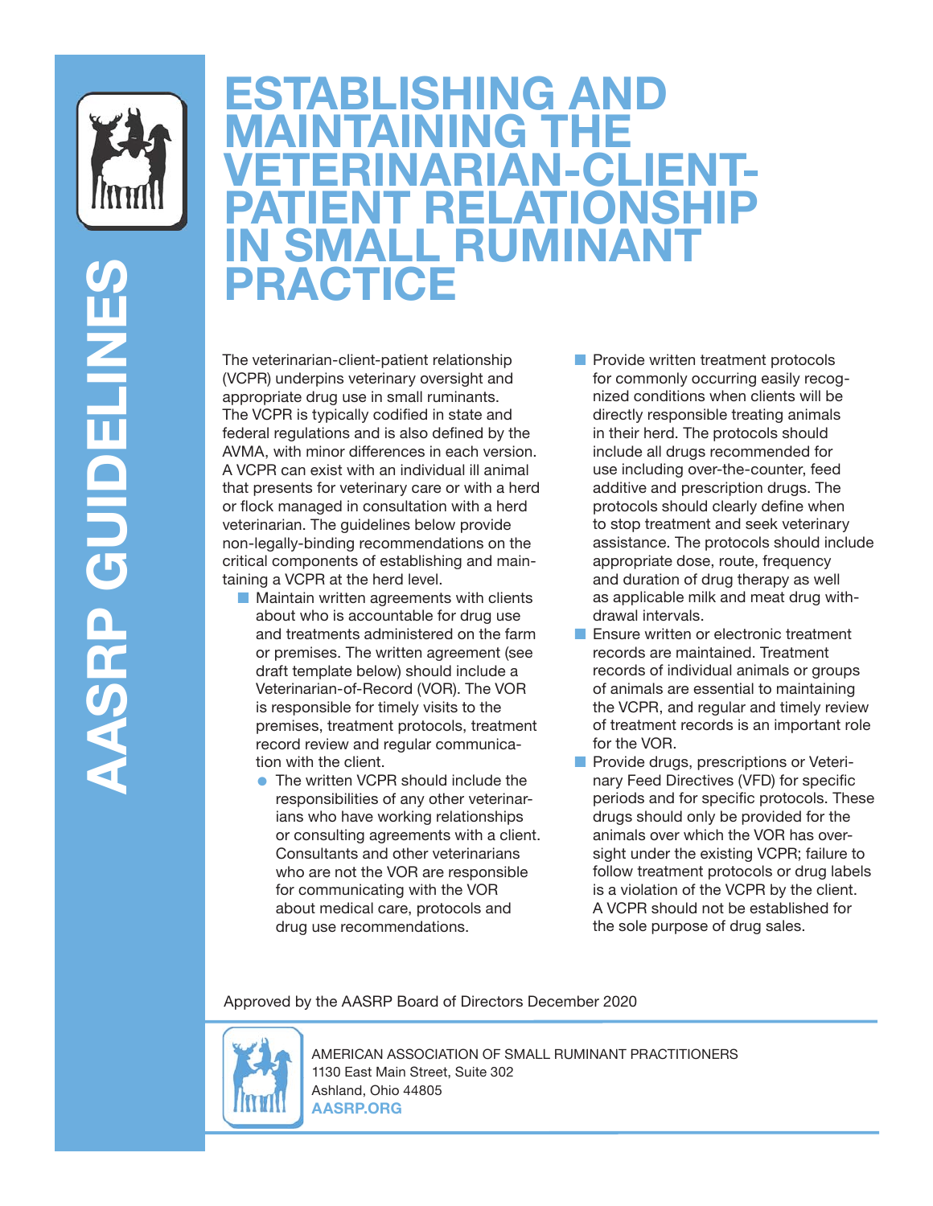# AASRP GUIDELINES

# ESTABLISHING AND MAINTAINING THE VETERINARIAN-CLIENT-PATIENT RELATIONSHIP IN SMALL RUMINANT PRACTICE

The veterinarian-client-patient relationship (VCPR) underpins veterinary oversight and appropriate drug use in small ruminants. The VCPR is typically codified in state and federal regulations and is also defined by the AVMA, with minor differences in each version. A VCPR can exist with an individual ill animal that presents for veterinary care or with a herd or flock managed in consultation with a herd veterinarian. The guidelines below provide non-legally-binding recommendations on the critical components of establishing and maintaining a VCPR at the herd level.

- Maintain written agreements with clients about who is accountable for drug use and treatments administered on the farm or premises. The written agreement (see draft template below) should include a Veterinarian-of-Record (VOR). The VOR is responsible for timely visits to the premises, treatment protocols, treatment record review and regular communication with the client.
  - The written VCPR should include the responsibilities of any other veterinarians who have working relationships or consulting agreements with a client. Consultants and other veterinarians who are not the VOR are responsible for communicating with the VOR about medical care, protocols and drug use recommendations.
- Provide written treatment protocols for commonly occurring easily recognized conditions when clients will be directly responsible treating animals in their herd. The protocols should include all drugs recommended for use including over-the-counter, feed additive and prescription drugs. The protocols should clearly define when to stop treatment and seek veterinary assistance. The protocols should include appropriate dose, route, frequency and duration of drug therapy as well as applicable milk and meat drug withdrawal intervals.
- Ensure written or electronic treatment records are maintained. Treatment records of individual animals or groups of animals are essential to maintaining the VCPR, and regular and timely review of treatment records is an important role for the VOR.
- Provide drugs, prescriptions or Veterinary Feed Directives (VFD) for specific periods and for specific protocols. These drugs should only be provided for the animals over which the VOR has oversight under the existing VCPR; failure to follow treatment protocols or drug labels is a violation of the VCPR by the client. A VCPR should not be established for the sole purpose of drug sales.

Approved by the AASRP Board of Directors December 2020

AMERICAN ASSOCIATION OF SMALL RUMINANT PRACTITIONERS
1130 East Main Street, Suite 302
Ashland, Ohio 44805
AASRP.ORG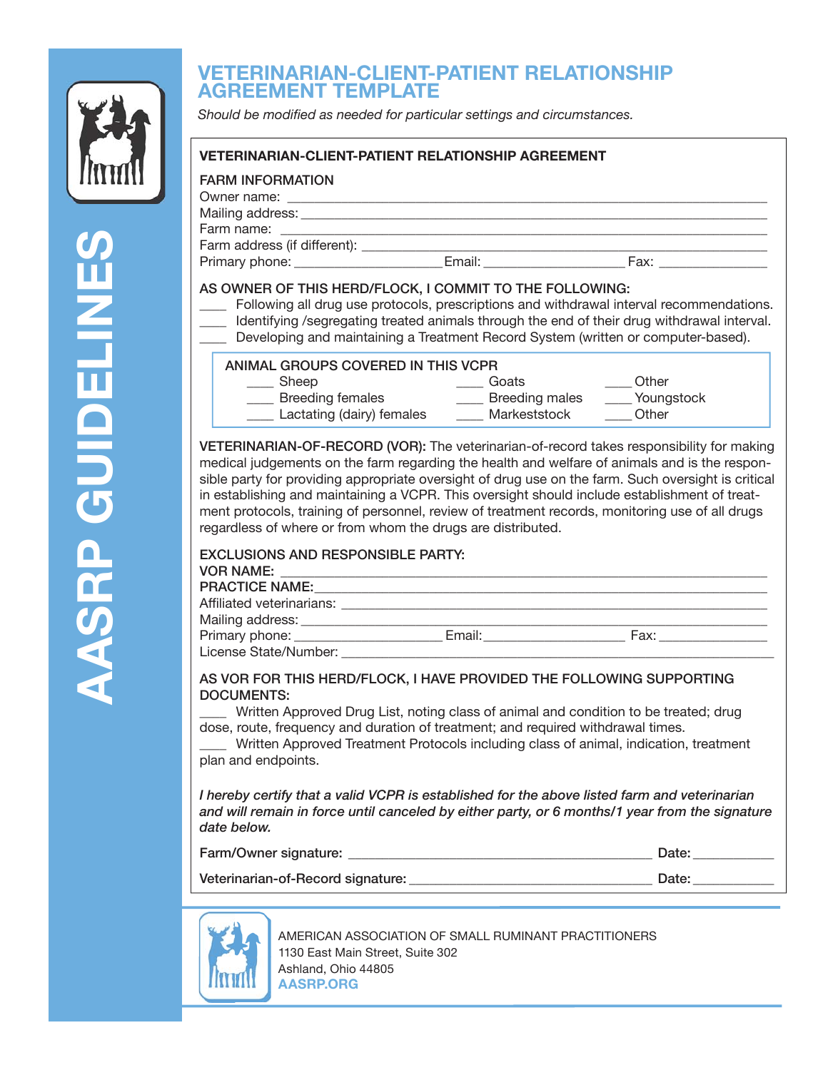# VETERINARIAN-CLIENT-PATIENT RELATIONSHIP AGREEMENT TEMPLATE

*Should be modified as needed for particular settings and circumstances.*

## VETERINARIAN-CLIENT-PATIENT RELATIONSHIP AGREEMENT

### FARM INFORMATION

Owner name: ______________________________________________

Mailing address: ______________________________________________

Farm name: ______________________________________________

Farm address (if different): ______________________________________________

Primary phone: ____________________ Email: ____________________ Fax: _______________

### AS OWNER OF THIS HERD/FLOCK, I COMMIT TO THE FOLLOWING:

____ Following all drug use protocols, prescriptions and withdrawal interval recommendations.

____ Identifying /segregating treated animals through the end of their drug withdrawal interval.

____ Developing and maintaining a Treatment Record System (written or computer-based).

### ANIMAL GROUPS COVERED IN THIS VCPR

| | | |
|---|---|---|
| ____ Sheep | ____ Goats | ____ Other |
| ____ Breeding females | ____ Breeding males | ____ Youngstock |
| ____ Lactating (dairy) females | ____ Markeststock | ____ Other |

**VETERINARIAN-OF-RECORD (VOR):** The veterinarian-of-record takes responsibility for making medical judgements on the farm regarding the health and welfare of animals and is the responsible party for providing appropriate oversight of drug use on the farm. Such oversight is critical in establishing and maintaining a VCPR. This oversight should include establishment of treatment protocols, training of personnel, review of treatment records, monitoring use of all drugs regardless of where or from whom the drugs are distributed.

### EXCLUSIONS AND RESPONSIBLE PARTY:

VOR NAME: ______________________________________________

PRACTICE NAME: ______________________________________________

Affiliated veterinarians: ______________________________________________

Mailing address: ______________________________________________

Primary phone: ____________________ Email: ____________________ Fax: _______________

License State/Number: ______________________________________________

### AS VOR FOR THIS HERD/FLOCK, I HAVE PROVIDED THE FOLLOWING SUPPORTING DOCUMENTS:

____ Written Approved Drug List, noting class of animal and condition to be treated; drug dose, route, frequency and duration of treatment; and required withdrawal times.

____ Written Approved Treatment Protocols including class of animal, indication, treatment plan and endpoints.

*I hereby certify that a valid VCPR is established for the above listed farm and veterinarian and will remain in force until canceled by either party, or 6 months/1 year from the signature date below.*

Farm/Owner signature: ________________________________________ Date: ___________

Veterinarian-of-Record signature: ________________________________ Date: ___________

AMERICAN ASSOCIATION OF SMALL RUMINANT PRACTITIONERS
1130 East Main Street, Suite 302
Ashland, Ohio 44805
AASRP.ORG